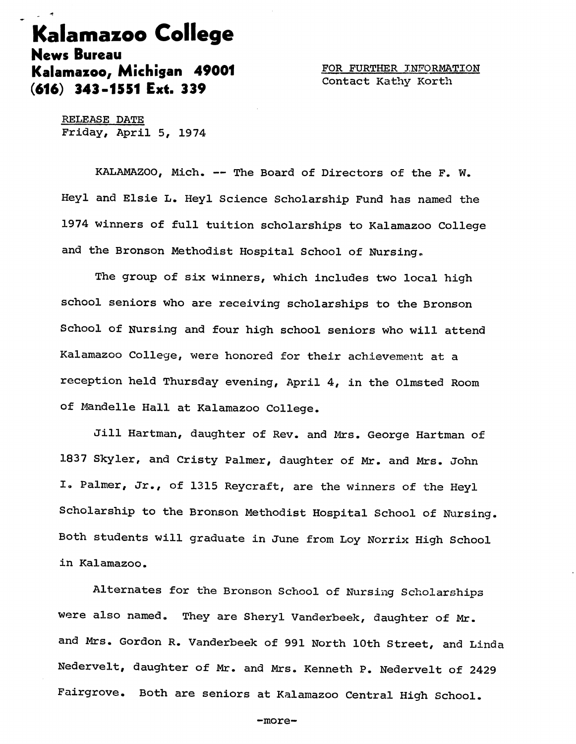# Kalamazoo College

**News Bureau**
**Kalamazoo, Michigan 49001**
**(616) 343-1551 Ext. 339**

FOR FURTHER INFORMATION
Contact Kathy Korth

RELEASE DATE
Friday, April 5, 1974

KALAMAZOO, Mich. -- The Board of Directors of the F. W. Heyl and Elsie L. Heyl Science Scholarship Fund has named the 1974 winners of full tuition scholarships to Kalamazoo College and the Bronson Methodist Hospital School of Nursing.

The group of six winners, which includes two local high school seniors who are receiving scholarships to the Bronson School of Nursing and four high school seniors who will attend Kalamazoo College, were honored for their achievement at a reception held Thursday evening, April 4, in the Olmsted Room of Mandelle Hall at Kalamazoo College.

Jill Hartman, daughter of Rev. and Mrs. George Hartman of 1837 Skyler, and Cristy Palmer, daughter of Mr. and Mrs. John I. Palmer, Jr., of 1315 Reycraft, are the winners of the Heyl Scholarship to the Bronson Methodist Hospital School of Nursing. Both students will graduate in June from Loy Norrix High School in Kalamazoo.

Alternates for the Bronson School of Nursing Scholarships were also named. They are Sheryl Vanderbeek, daughter of Mr. and Mrs. Gordon R. Vanderbeek of 991 North 10th Street, and Linda Nedervelt, daughter of Mr. and Mrs. Kenneth P. Nedervelt of 2429 Fairgrove. Both are seniors at Kalamazoo Central High School.

-more-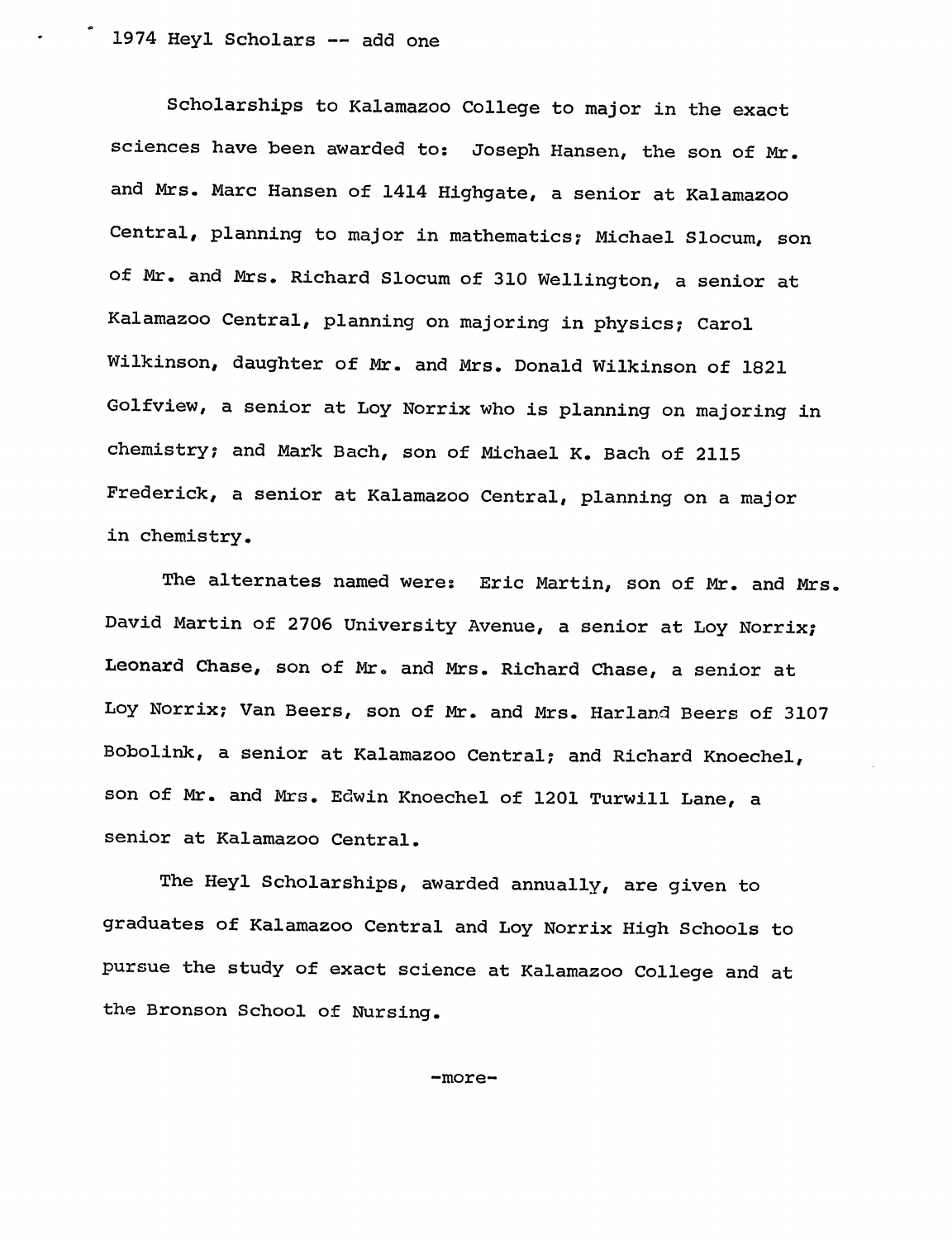1974 Heyl Scholars -- add one

Scholarships to Kalamazoo College to major in the exact sciences have been awarded to: Joseph Hansen, the son of Mr. and Mrs. Marc Hansen of 1414 Highgate, a senior at Kalamazoo Central, planning to major in mathematics; Michael Slocum, son of Mr. and Mrs. Richard Slocum of 310 Wellington, a senior at Kalamazoo Central, planning on majoring in physics; Carol Wilkinson, daughter of Mr. and Mrs. Donald Wilkinson of 1821 Golfview, a senior at Loy Norrix who is planning on majoring in chemistry; and Mark Bach, son of Michael K. Bach of 2115 Frederick, a senior at Kalamazoo Central, planning on a major in chemistry.

The alternates named were: Eric Martin, son of Mr. and Mrs. David Martin of 2706 University Avenue, a senior at Loy Norrix; Leonard Chase, son of Mr. and Mrs. Richard Chase, a senior at Loy Norrix; Van Beers, son of Mr. and Mrs. Harland Beers of 3107 Bobolink, a senior at Kalamazoo Central; and Richard Knoechel, son of Mr. and Mrs. Edwin Knoechel of 1201 Turwill Lane, a senior at Kalamazoo Central.

The Heyl Scholarships, awarded annually, are given to graduates of Kalamazoo Central and Loy Norrix High Schools to pursue the study of exact science at Kalamazoo College and at the Bronson School of Nursing.

-more-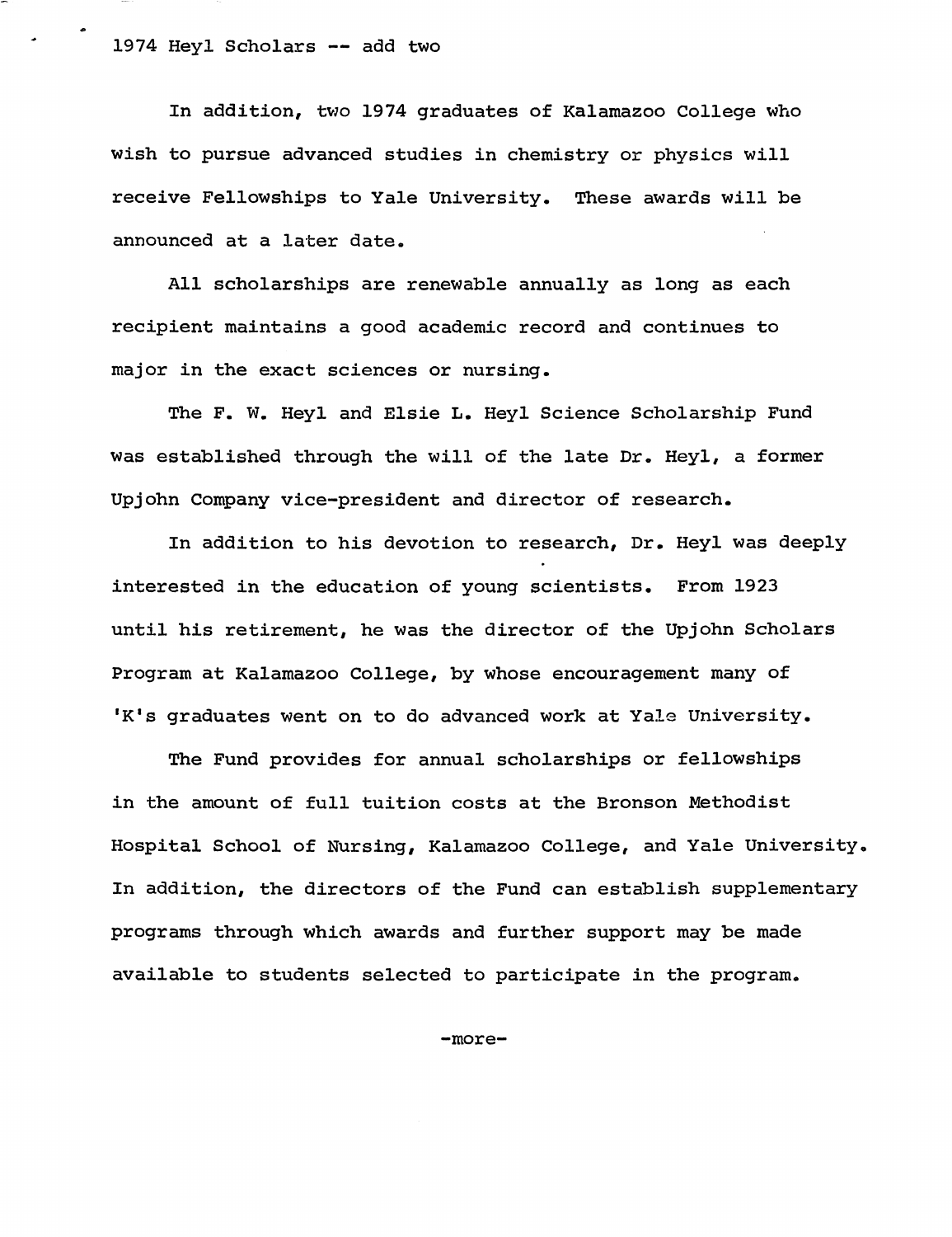1974 Heyl Scholars -- add two

In addition, two 1974 graduates of Kalamazoo College who wish to pursue advanced studies in chemistry or physics will receive Fellowships to Yale University. These awards will be announced at a later date.

All scholarships are renewable annually as long as each recipient maintains a good academic record and continues to major in the exact sciences or nursing.

The F. W. Heyl and Elsie L. Heyl Science Scholarship Fund was established through the will of the late Dr. Heyl, a former Upjohn Company vice-president and director of research.

In addition to his devotion to research, Dr. Heyl was deeply interested in the education of young scientists. From 1923 until his retirement, he was the director of the Upjohn Scholars Program at Kalamazoo College, by whose encouragement many of 'K's graduates went on to do advanced work at Yale University.

The Fund provides for annual scholarships or fellowships in the amount of full tuition costs at the Bronson Methodist Hospital School of Nursing, Kalamazoo College, and Yale University. In addition, the directors of the Fund can establish supplementary programs through which awards and further support may be made available to students selected to participate in the program.

-more-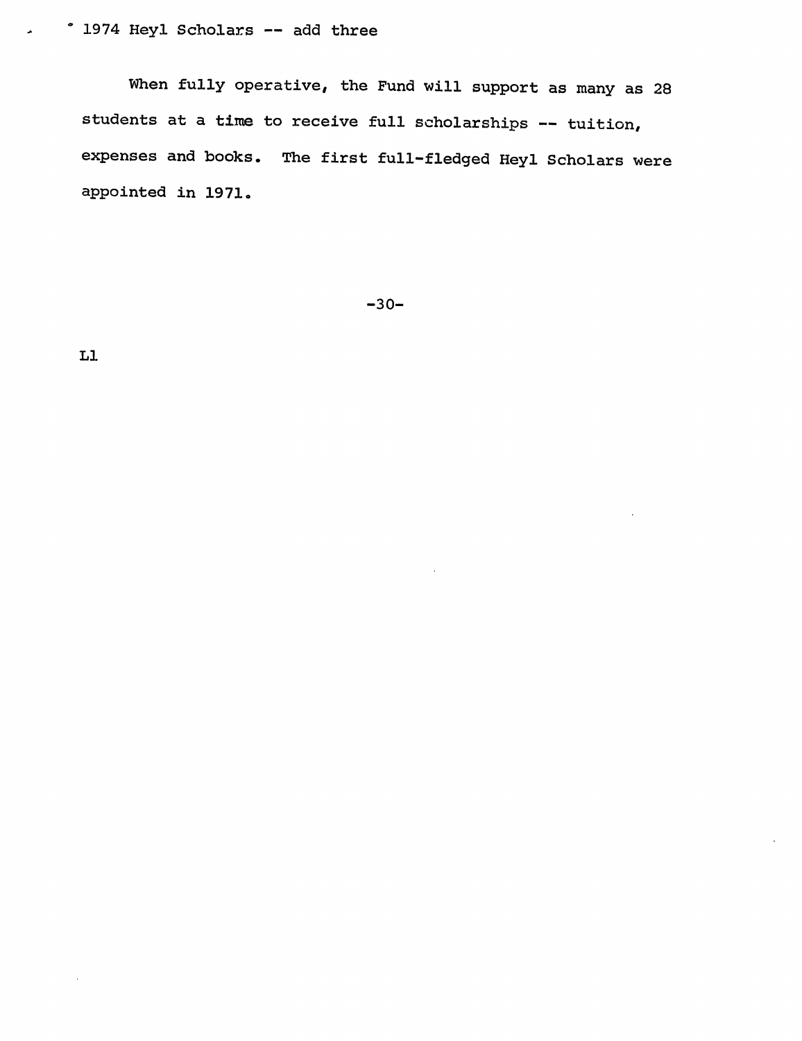1974 Heyl Scholars -- add three

When fully operative, the Fund will support as many as 28 students at a time to receive full scholarships -- tuition, expenses and books. The first full-fledged Heyl Scholars were appointed in 1971.

-30-

Ll